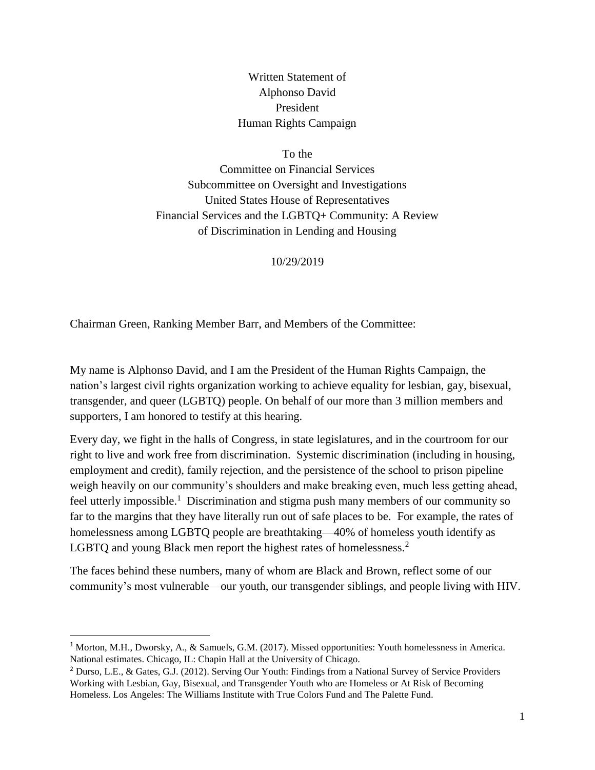Written Statement of
Alphonso David
President
Human Rights Campaign

To the
Committee on Financial Services
Subcommittee on Oversight and Investigations
United States House of Representatives
Financial Services and the LGBTQ+ Community: A Review of Discrimination in Lending and Housing

10/29/2019

Chairman Green, Ranking Member Barr, and Members of the Committee:

My name is Alphonso David, and I am the President of the Human Rights Campaign, the nation's largest civil rights organization working to achieve equality for lesbian, gay, bisexual, transgender, and queer (LGBTQ) people. On behalf of our more than 3 million members and supporters, I am honored to testify at this hearing.

Every day, we fight in the halls of Congress, in state legislatures, and in the courtroom for our right to live and work free from discrimination. Systemic discrimination (including in housing, employment and credit), family rejection, and the persistence of the school to prison pipeline weigh heavily on our community's shoulders and make breaking even, much less getting ahead, feel utterly impossible.[1] Discrimination and stigma push many members of our community so far to the margins that they have literally run out of safe places to be. For example, the rates of homelessness among LGBTQ people are breathtaking—40% of homeless youth identify as LGBTQ and young Black men report the highest rates of homelessness.[2]

The faces behind these numbers, many of whom are Black and Brown, reflect some of our community's most vulnerable—our youth, our transgender siblings, and people living with HIV.

---

[1] Morton, M.H., Dworsky, A., & Samuels, G.M. (2017). Missed opportunities: Youth homelessness in America. National estimates. Chicago, IL: Chapin Hall at the University of Chicago.

[2] Durso, L.E., & Gates, G.J. (2012). Serving Our Youth: Findings from a National Survey of Service Providers Working with Lesbian, Gay, Bisexual, and Transgender Youth who are Homeless or At Risk of Becoming Homeless. Los Angeles: The Williams Institute with True Colors Fund and The Palette Fund.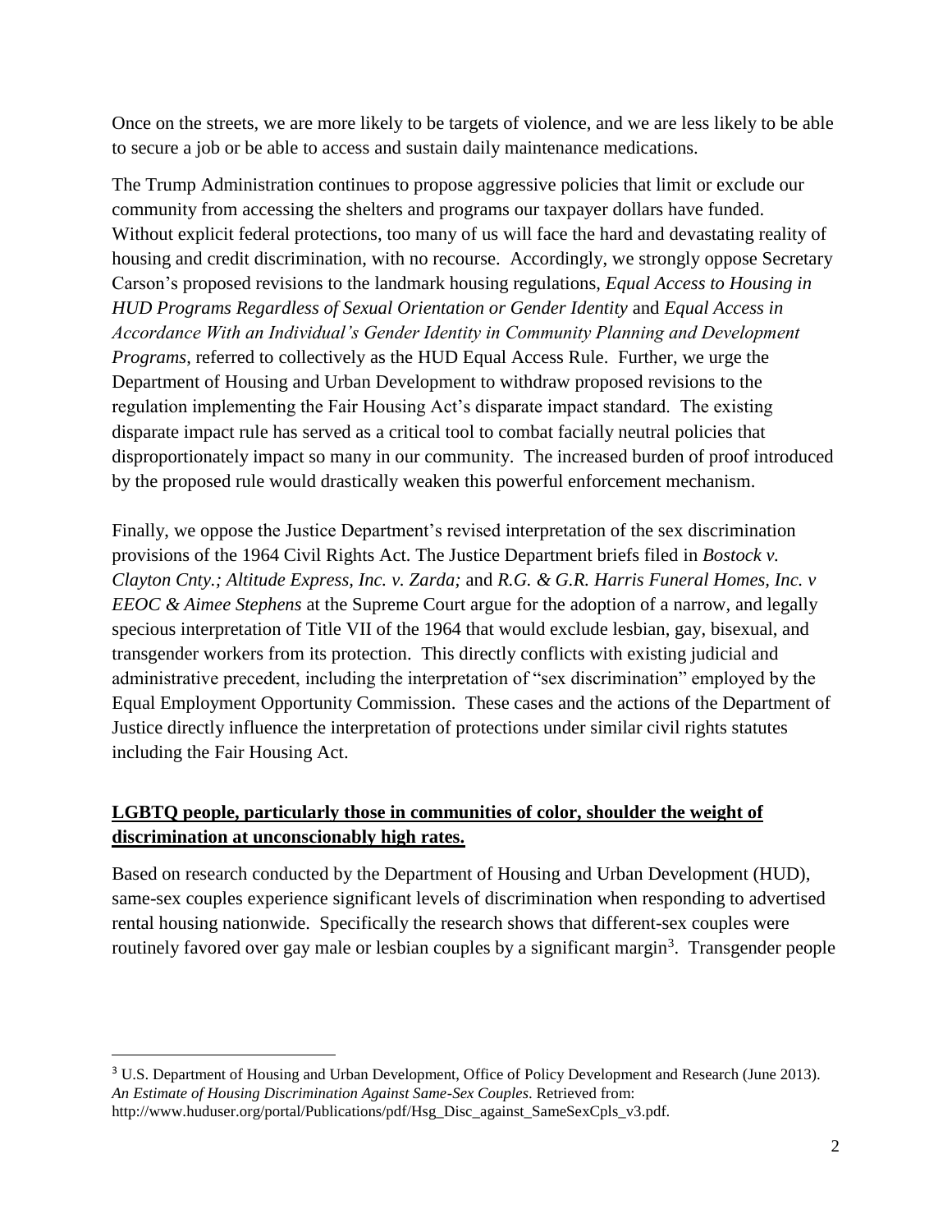Once on the streets, we are more likely to be targets of violence, and we are less likely to be able to secure a job or be able to access and sustain daily maintenance medications.

The Trump Administration continues to propose aggressive policies that limit or exclude our community from accessing the shelters and programs our taxpayer dollars have funded. Without explicit federal protections, too many of us will face the hard and devastating reality of housing and credit discrimination, with no recourse. Accordingly, we strongly oppose Secretary Carson's proposed revisions to the landmark housing regulations, *Equal Access to Housing in HUD Programs Regardless of Sexual Orientation or Gender Identity* and *Equal Access in Accordance With an Individual's Gender Identity in Community Planning and Development Programs*, referred to collectively as the HUD Equal Access Rule. Further, we urge the Department of Housing and Urban Development to withdraw proposed revisions to the regulation implementing the Fair Housing Act's disparate impact standard. The existing disparate impact rule has served as a critical tool to combat facially neutral policies that disproportionately impact so many in our community. The increased burden of proof introduced by the proposed rule would drastically weaken this powerful enforcement mechanism.

Finally, we oppose the Justice Department's revised interpretation of the sex discrimination provisions of the 1964 Civil Rights Act. The Justice Department briefs filed in *Bostock v. Clayton Cnty.; Altitude Express, Inc. v. Zarda;* and *R.G. & G.R. Harris Funeral Homes, Inc. v EEOC & Aimee Stephens* at the Supreme Court argue for the adoption of a narrow, and legally specious interpretation of Title VII of the 1964 that would exclude lesbian, gay, bisexual, and transgender workers from its protection. This directly conflicts with existing judicial and administrative precedent, including the interpretation of "sex discrimination" employed by the Equal Employment Opportunity Commission. These cases and the actions of the Department of Justice directly influence the interpretation of protections under similar civil rights statutes including the Fair Housing Act.

**LGBTQ people, particularly those in communities of color, shoulder the weight of discrimination at unconscionably high rates.**

Based on research conducted by the Department of Housing and Urban Development (HUD), same-sex couples experience significant levels of discrimination when responding to advertised rental housing nationwide. Specifically the research shows that different-sex couples were routinely favored over gay male or lesbian couples by a significant margin[3]. Transgender people

[3] U.S. Department of Housing and Urban Development, Office of Policy Development and Research (June 2013). *An Estimate of Housing Discrimination Against Same-Sex Couples*. Retrieved from: http://www.huduser.org/portal/Publications/pdf/Hsg_Disc_against_SameSexCpls_v3.pdf.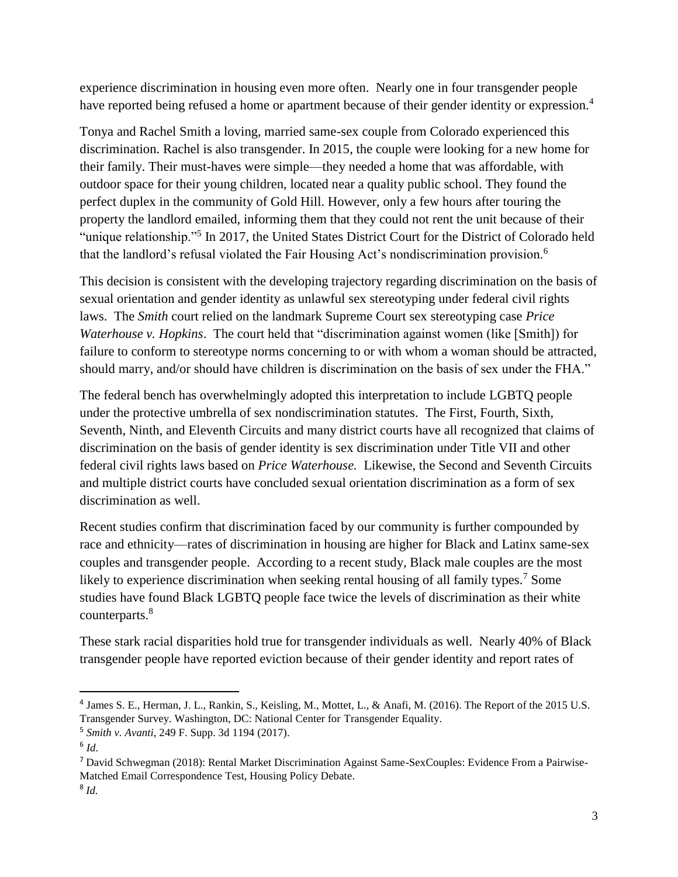experience discrimination in housing even more often. Nearly one in four transgender people have reported being refused a home or apartment because of their gender identity or expression.[4]

Tonya and Rachel Smith a loving, married same-sex couple from Colorado experienced this discrimination. Rachel is also transgender. In 2015, the couple were looking for a new home for their family. Their must-haves were simple—they needed a home that was affordable, with outdoor space for their young children, located near a quality public school. They found the perfect duplex in the community of Gold Hill. However, only a few hours after touring the property the landlord emailed, informing them that they could not rent the unit because of their "unique relationship."[5] In 2017, the United States District Court for the District of Colorado held that the landlord's refusal violated the Fair Housing Act's nondiscrimination provision.[6]

This decision is consistent with the developing trajectory regarding discrimination on the basis of sexual orientation and gender identity as unlawful sex stereotyping under federal civil rights laws. The *Smith* court relied on the landmark Supreme Court sex stereotyping case *Price Waterhouse v. Hopkins*. The court held that "discrimination against women (like [Smith]) for failure to conform to stereotype norms concerning to or with whom a woman should be attracted, should marry, and/or should have children is discrimination on the basis of sex under the FHA."

The federal bench has overwhelmingly adopted this interpretation to include LGBTQ people under the protective umbrella of sex nondiscrimination statutes. The First, Fourth, Sixth, Seventh, Ninth, and Eleventh Circuits and many district courts have all recognized that claims of discrimination on the basis of gender identity is sex discrimination under Title VII and other federal civil rights laws based on *Price Waterhouse.* Likewise, the Second and Seventh Circuits and multiple district courts have concluded sexual orientation discrimination as a form of sex discrimination as well.

Recent studies confirm that discrimination faced by our community is further compounded by race and ethnicity—rates of discrimination in housing are higher for Black and Latinx same-sex couples and transgender people. According to a recent study, Black male couples are the most likely to experience discrimination when seeking rental housing of all family types.[7] Some studies have found Black LGBTQ people face twice the levels of discrimination as their white counterparts.[8]

These stark racial disparities hold true for transgender individuals as well. Nearly 40% of Black transgender people have reported eviction because of their gender identity and report rates of

---

[4] James S. E., Herman, J. L., Rankin, S., Keisling, M., Mottet, L., & Anafi, M. (2016). The Report of the 2015 U.S. Transgender Survey. Washington, DC: National Center for Transgender Equality.

[5] *Smith v. Avanti*, 249 F. Supp. 3d 1194 (2017).

[6] *Id*.

[7] David Schwegman (2018): Rental Market Discrimination Against Same-SexCouples: Evidence From a Pairwise-Matched Email Correspondence Test, Housing Policy Debate.

[8] *Id.*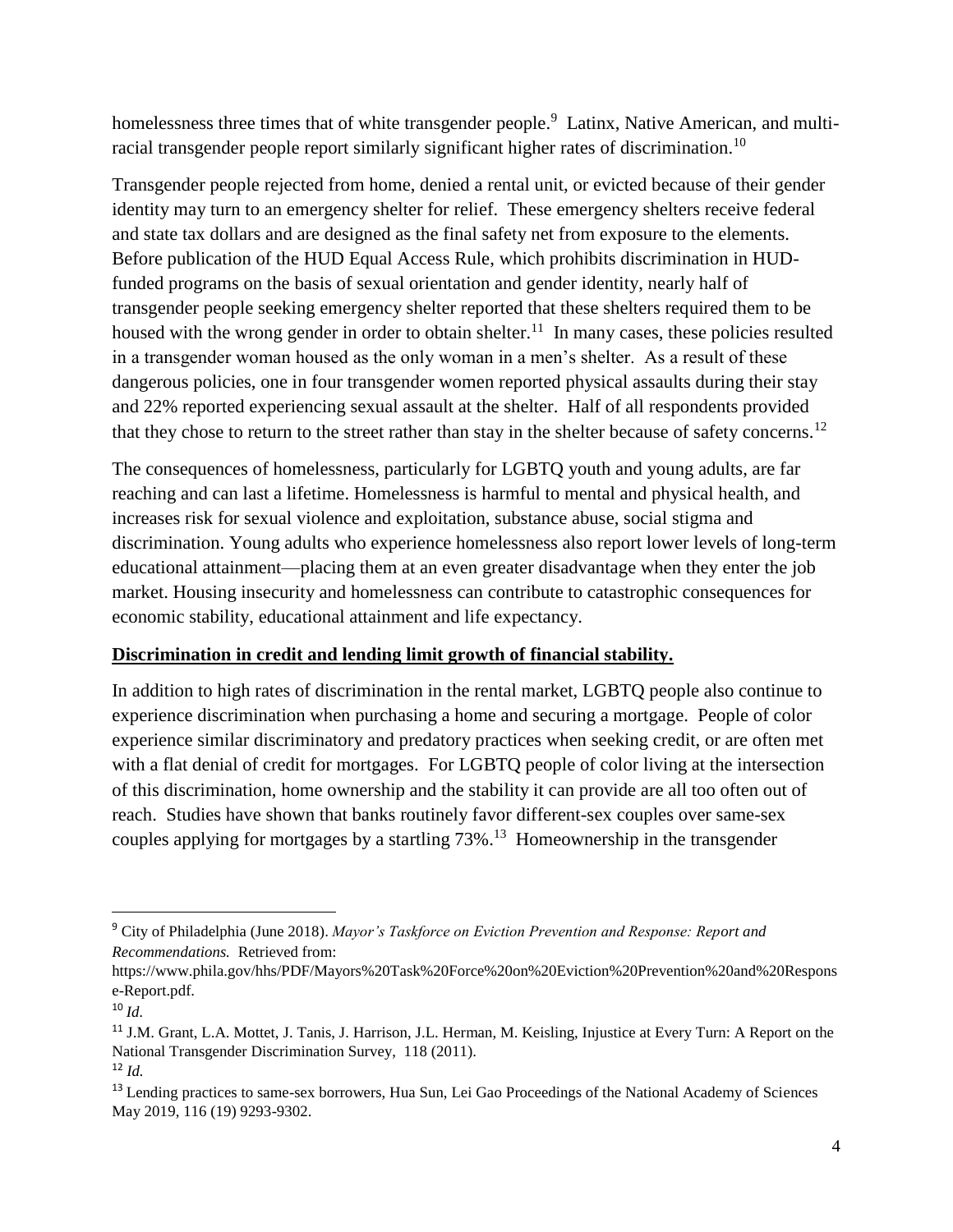homelessness three times that of white transgender people.[9] Latinx, Native American, and multi-racial transgender people report similarly significant higher rates of discrimination.[10]

Transgender people rejected from home, denied a rental unit, or evicted because of their gender identity may turn to an emergency shelter for relief. These emergency shelters receive federal and state tax dollars and are designed as the final safety net from exposure to the elements. Before publication of the HUD Equal Access Rule, which prohibits discrimination in HUD-funded programs on the basis of sexual orientation and gender identity, nearly half of transgender people seeking emergency shelter reported that these shelters required them to be housed with the wrong gender in order to obtain shelter.[11] In many cases, these policies resulted in a transgender woman housed as the only woman in a men's shelter. As a result of these dangerous policies, one in four transgender women reported physical assaults during their stay and 22% reported experiencing sexual assault at the shelter. Half of all respondents provided that they chose to return to the street rather than stay in the shelter because of safety concerns.[12]

The consequences of homelessness, particularly for LGBTQ youth and young adults, are far reaching and can last a lifetime. Homelessness is harmful to mental and physical health, and increases risk for sexual violence and exploitation, substance abuse, social stigma and discrimination. Young adults who experience homelessness also report lower levels of long-term educational attainment—placing them at an even greater disadvantage when they enter the job market. Housing insecurity and homelessness can contribute to catastrophic consequences for economic stability, educational attainment and life expectancy.

**Discrimination in credit and lending limit growth of financial stability.**

In addition to high rates of discrimination in the rental market, LGBTQ people also continue to experience discrimination when purchasing a home and securing a mortgage. People of color experience similar discriminatory and predatory practices when seeking credit, or are often met with a flat denial of credit for mortgages. For LGBTQ people of color living at the intersection of this discrimination, home ownership and the stability it can provide are all too often out of reach. Studies have shown that banks routinely favor different-sex couples over same-sex couples applying for mortgages by a startling 73%.[13] Homeownership in the transgender

---

[9] City of Philadelphia (June 2018). *Mayor's Taskforce on Eviction Prevention and Response: Report and Recommendations.* Retrieved from: https://www.phila.gov/hhs/PDF/Mayors%20Task%20Force%20on%20Eviction%20Prevention%20and%20Response-Report.pdf.

[10] *Id.*

[11] J.M. Grant, L.A. Mottet, J. Tanis, J. Harrison, J.L. Herman, M. Keisling, Injustice at Every Turn: A Report on the National Transgender Discrimination Survey, 118 (2011).

[12] *Id.*

[13] Lending practices to same-sex borrowers, Hua Sun, Lei Gao Proceedings of the National Academy of Sciences May 2019, 116 (19) 9293-9302.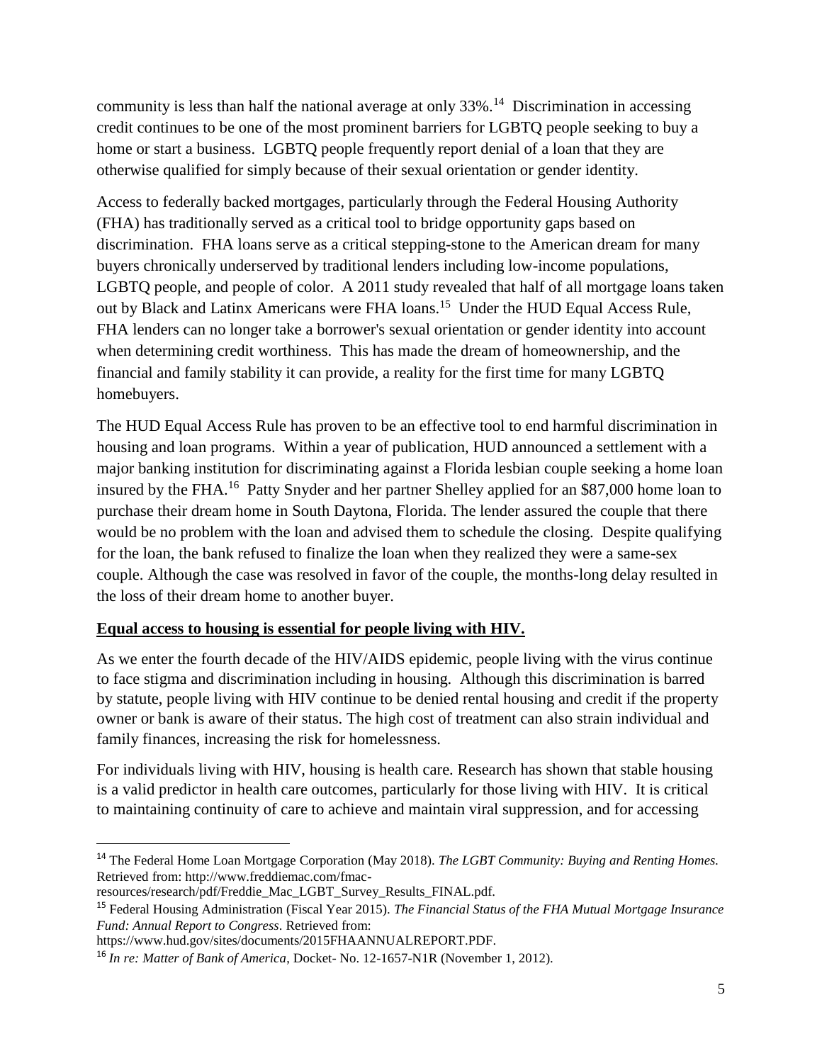community is less than half the national average at only 33%.[14] Discrimination in accessing credit continues to be one of the most prominent barriers for LGBTQ people seeking to buy a home or start a business. LGBTQ people frequently report denial of a loan that they are otherwise qualified for simply because of their sexual orientation or gender identity.

Access to federally backed mortgages, particularly through the Federal Housing Authority (FHA) has traditionally served as a critical tool to bridge opportunity gaps based on discrimination. FHA loans serve as a critical stepping-stone to the American dream for many buyers chronically underserved by traditional lenders including low-income populations, LGBTQ people, and people of color. A 2011 study revealed that half of all mortgage loans taken out by Black and Latinx Americans were FHA loans.[15] Under the HUD Equal Access Rule, FHA lenders can no longer take a borrower's sexual orientation or gender identity into account when determining credit worthiness. This has made the dream of homeownership, and the financial and family stability it can provide, a reality for the first time for many LGBTQ homebuyers.

The HUD Equal Access Rule has proven to be an effective tool to end harmful discrimination in housing and loan programs. Within a year of publication, HUD announced a settlement with a major banking institution for discriminating against a Florida lesbian couple seeking a home loan insured by the FHA.[16] Patty Snyder and her partner Shelley applied for an $87,000 home loan to purchase their dream home in South Daytona, Florida. The lender assured the couple that there would be no problem with the loan and advised them to schedule the closing. Despite qualifying for the loan, the bank refused to finalize the loan when they realized they were a same-sex couple. Although the case was resolved in favor of the couple, the months-long delay resulted in the loss of their dream home to another buyer.

**Equal access to housing is essential for people living with HIV.**

As we enter the fourth decade of the HIV/AIDS epidemic, people living with the virus continue to face stigma and discrimination including in housing. Although this discrimination is barred by statute, people living with HIV continue to be denied rental housing and credit if the property owner or bank is aware of their status. The high cost of treatment can also strain individual and family finances, increasing the risk for homelessness.

For individuals living with HIV, housing is health care. Research has shown that stable housing is a valid predictor in health care outcomes, particularly for those living with HIV. It is critical to maintaining continuity of care to achieve and maintain viral suppression, and for accessing

---

[14] The Federal Home Loan Mortgage Corporation (May 2018). *The LGBT Community: Buying and Renting Homes.* Retrieved from: http://www.freddiemac.com/fmac-resources/research/pdf/Freddie_Mac_LGBT_Survey_Results_FINAL.pdf.

[15] Federal Housing Administration (Fiscal Year 2015). *The Financial Status of the FHA Mutual Mortgage Insurance Fund: Annual Report to Congress*. Retrieved from: https://www.hud.gov/sites/documents/2015FHAANNUALREPORT.PDF.

[16] *In re: Matter of Bank of America*, Docket- No. 12-1657-N1R (November 1, 2012).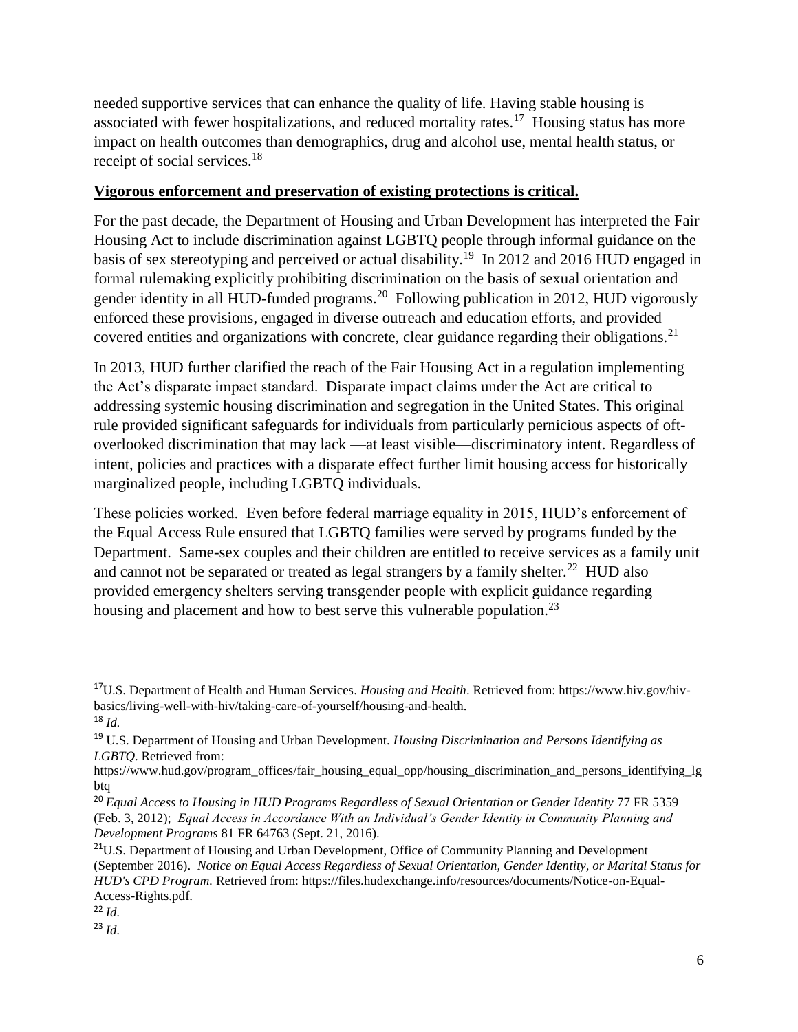needed supportive services that can enhance the quality of life. Having stable housing is associated with fewer hospitalizations, and reduced mortality rates.[17] Housing status has more impact on health outcomes than demographics, drug and alcohol use, mental health status, or receipt of social services.[18]

**Vigorous enforcement and preservation of existing protections is critical.**

For the past decade, the Department of Housing and Urban Development has interpreted the Fair Housing Act to include discrimination against LGBTQ people through informal guidance on the basis of sex stereotyping and perceived or actual disability.[19] In 2012 and 2016 HUD engaged in formal rulemaking explicitly prohibiting discrimination on the basis of sexual orientation and gender identity in all HUD-funded programs.[20] Following publication in 2012, HUD vigorously enforced these provisions, engaged in diverse outreach and education efforts, and provided covered entities and organizations with concrete, clear guidance regarding their obligations.[21]

In 2013, HUD further clarified the reach of the Fair Housing Act in a regulation implementing the Act's disparate impact standard. Disparate impact claims under the Act are critical to addressing systemic housing discrimination and segregation in the United States. This original rule provided significant safeguards for individuals from particularly pernicious aspects of oft-overlooked discrimination that may lack —at least visible—discriminatory intent. Regardless of intent, policies and practices with a disparate effect further limit housing access for historically marginalized people, including LGBTQ individuals.

These policies worked. Even before federal marriage equality in 2015, HUD's enforcement of the Equal Access Rule ensured that LGBTQ families were served by programs funded by the Department. Same-sex couples and their children are entitled to receive services as a family unit and cannot not be separated or treated as legal strangers by a family shelter.[22] HUD also provided emergency shelters serving transgender people with explicit guidance regarding housing and placement and how to best serve this vulnerable population.[23]

---

[17] U.S. Department of Health and Human Services. *Housing and Health*. Retrieved from: https://www.hiv.gov/hiv-basics/living-well-with-hiv/taking-care-of-yourself/housing-and-health.

[18] *Id.*

[19] U.S. Department of Housing and Urban Development. *Housing Discrimination and Persons Identifying as LGBTQ*. Retrieved from: https://www.hud.gov/program_offices/fair_housing_equal_opp/housing_discrimination_and_persons_identifying_lgbtq

[20] *Equal Access to Housing in HUD Programs Regardless of Sexual Orientation or Gender Identity* 77 FR 5359 (Feb. 3, 2012); *Equal Access in Accordance With an Individual's Gender Identity in Community Planning and Development Programs* 81 FR 64763 (Sept. 21, 2016).

[21] U.S. Department of Housing and Urban Development, Office of Community Planning and Development (September 2016). *Notice on Equal Access Regardless of Sexual Orientation, Gender Identity, or Marital Status for HUD's CPD Program.* Retrieved from: https://files.hudexchange.info/resources/documents/Notice-on-Equal-Access-Rights.pdf.

[22] *Id.*

[23] *Id.*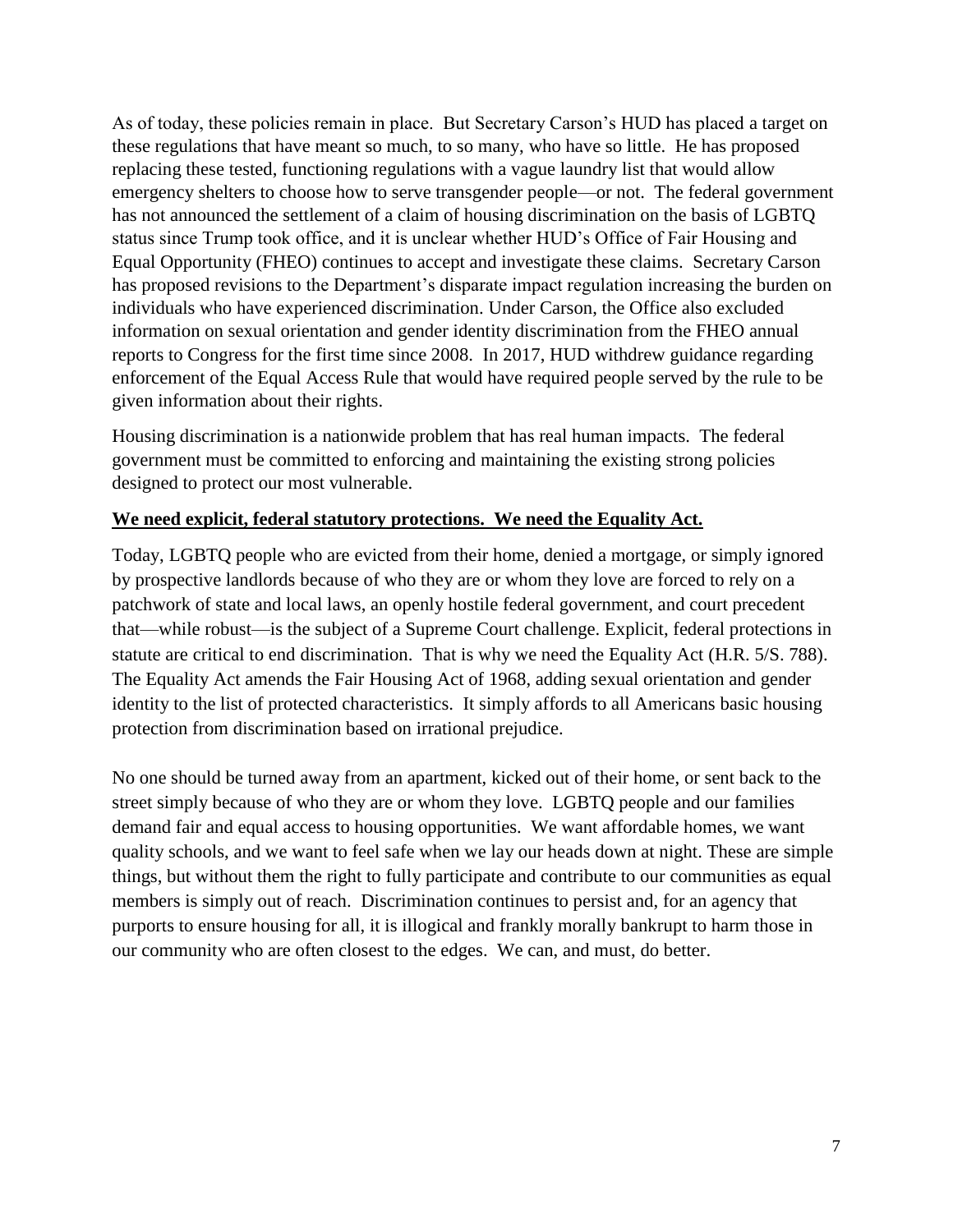As of today, these policies remain in place. But Secretary Carson's HUD has placed a target on these regulations that have meant so much, to so many, who have so little. He has proposed replacing these tested, functioning regulations with a vague laundry list that would allow emergency shelters to choose how to serve transgender people—or not. The federal government has not announced the settlement of a claim of housing discrimination on the basis of LGBTQ status since Trump took office, and it is unclear whether HUD's Office of Fair Housing and Equal Opportunity (FHEO) continues to accept and investigate these claims. Secretary Carson has proposed revisions to the Department's disparate impact regulation increasing the burden on individuals who have experienced discrimination. Under Carson, the Office also excluded information on sexual orientation and gender identity discrimination from the FHEO annual reports to Congress for the first time since 2008. In 2017, HUD withdrew guidance regarding enforcement of the Equal Access Rule that would have required people served by the rule to be given information about their rights.

Housing discrimination is a nationwide problem that has real human impacts. The federal government must be committed to enforcing and maintaining the existing strong policies designed to protect our most vulnerable.

**We need explicit, federal statutory protections. We need the Equality Act.**

Today, LGBTQ people who are evicted from their home, denied a mortgage, or simply ignored by prospective landlords because of who they are or whom they love are forced to rely on a patchwork of state and local laws, an openly hostile federal government, and court precedent that—while robust—is the subject of a Supreme Court challenge. Explicit, federal protections in statute are critical to end discrimination. That is why we need the Equality Act (H.R. 5/S. 788). The Equality Act amends the Fair Housing Act of 1968, adding sexual orientation and gender identity to the list of protected characteristics. It simply affords to all Americans basic housing protection from discrimination based on irrational prejudice.

No one should be turned away from an apartment, kicked out of their home, or sent back to the street simply because of who they are or whom they love. LGBTQ people and our families demand fair and equal access to housing opportunities. We want affordable homes, we want quality schools, and we want to feel safe when we lay our heads down at night. These are simple things, but without them the right to fully participate and contribute to our communities as equal members is simply out of reach. Discrimination continues to persist and, for an agency that purports to ensure housing for all, it is illogical and frankly morally bankrupt to harm those in our community who are often closest to the edges. We can, and must, do better.